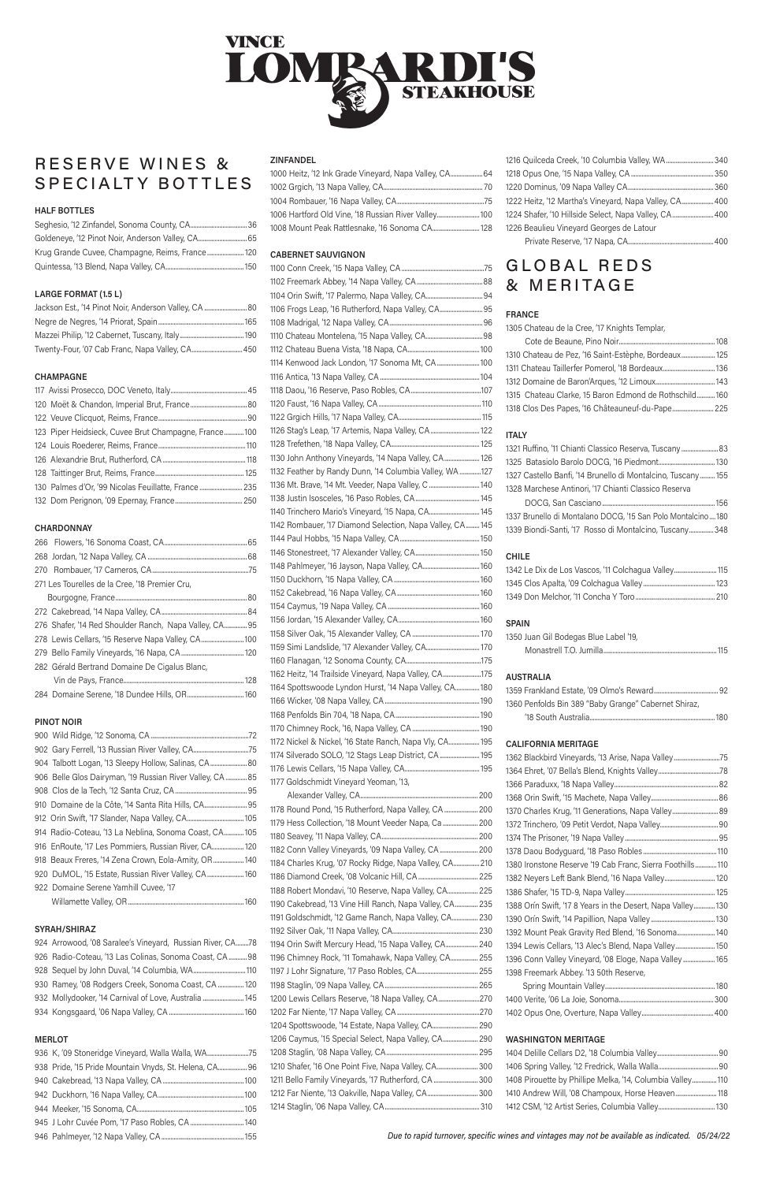# VINCE LOMBARDI'S STEAKHOUSE

## RESERVE WINES & SPECIALTY BOTTLES

### HALF BOTTLES

Seghesio, '12 Zinfandel, Sonoma County, CA....36
Goldeneye, '12 Pinot Noir, Anderson Valley, CA....65
Krug Grande Cuvee, Champagne, Reims, France....120
Quintessa, '13 Blend, Napa Valley, CA....150

### LARGE FORMAT (1.5 L)

Jackson Est., '14 Pinot Noir, Anderson Valley, CA....80
Negre de Negres, '14 Priorat, Spain....165
Mazzei Philip, '12 Cabernet, Tuscany, Italy....190
Twenty-Four, '07 Cab Franc, Napa Valley, CA....450

### CHAMPAGNE

117 Avissi Prosecco, DOC Veneto, Italy....45
120 Moët & Chandon, Imperial Brut, France....80
122 Veuve Clicquot, Reims, France....90
123 Piper Heidsieck, Cuvee Brut Champagne, France....100
124 Louis Roederer, Reims, France....110
126 Alexandrie Brut, Rutherford, CA....118
128 Taittinger Brut, Reims, France....125
130 Palmes d'Or, '99 Nicolas Feuillatte, France....235
132 Dom Perignon, '09 Epernay, France....250

### CHARDONNAY

266 Flowers, '16 Sonoma Coast, CA....65
268 Jordan, '12 Napa Valley, CA....68
270 Rombauer, '17 Carneros, CA....75
271 Les Tourelles de la Cree, '18 Premier Cru, Bourgogne, France....80
272 Cakebread, '14 Napa Valley, CA....84
276 Shafer, '14 Red Shoulder Ranch, Napa Valley, CA....95
278 Lewis Cellars, '15 Reserve Napa Valley, CA....100
279 Bello Family Vineyards, '16 Napa, CA....120
282 Gérald Bertrand Domaine De Cigalus Blanc, Vin de Pays, France....128
284 Domaine Serene, '18 Dundee Hills, OR....160

### PINOT NOIR

900 Wild Ridge, '12 Sonoma, CA....72
902 Gary Ferrell, '13 Russian River Valley, CA....75
904 Talbott Logan, '13 Sleepy Hollow, Salinas, CA....80
906 Belle Glos Dairyman, '19 Russian River Valley, CA....85
908 Clos de la Tech, '12 Santa Cruz, CA....95
910 Domaine de la Côte, '14 Santa Rita Hills, CA....95
912 Orin Swift, '17 Slander, Napa Valley, CA....105
914 Radio-Coteau, '13 La Neblina, Sonoma Coast, CA....105
916 EnRoute, '17 Les Pommiers, Russian River, CA....120
918 Beaux Freres, '14 Zena Crown, Eola-Amity, OR....140
920 DuMOL, '15 Estate, Russian River Valley, CA....160
922 Domaine Serene Yamhill Cuvee, '17 Willamette Valley, OR....160

### SYRAH/SHIRAZ

924 Arrowood, '08 Saralee's Vineyard, Russian River, CA....78
926 Radio-Coteau, '13 Las Colinas, Sonoma Coast, CA....98
928 Sequel by John Duval, '14 Columbia, WA....110
930 Ramey, '08 Rodgers Creek, Sonoma Coast, CA....120
932 Mollydooker, '14 Carnival of Love, Australia....145
934 Kongsgaard, '06 Napa Valley, CA....160

### MERLOT

936 K, '09 Stoneridge Vineyard, Walla Walla, WA....75
938 Pride, '15 Pride Mountain Vnyds, St. Helena, CA....96
940 Cakebread, '13 Napa Valley, CA....100
942 Duckhorn, '16 Napa Valley, CA....100
944 Meeker, '15 Sonoma, CA....105
945 J Lohr Cuvée Pom, '17 Paso Robles, CA....140
946 Pahlmeyer, '12 Napa Valley, CA....155

### ZINFANDEL

1000 Heitz, '12 Ink Grade Vineyard, Napa Valley, CA....64
1002 Grgich, '13 Napa Valley, CA....70
1004 Rombauer, '16 Napa Valley, CA....75
1006 Hartford Old Vine, '18 Russian River Valley....100
1008 Mount Peak Rattlesnake, '16 Sonoma CA....128

### CABERNET SAUVIGNON

1100 Conn Creek, '15 Napa Valley, CA....75
1102 Freemark Abbey, '14 Napa Valley, CA....88
1104 Orin Swift, '17 Palermo, Napa Valley, CA....94
1106 Frogs Leap, '16 Rutherford, Napa Valley, CA....95
1108 Madrigal, '12 Napa Valley, CA....96
1110 Chateau Montelena, '15 Napa Valley, CA....98
1112 Chateau Buena Vista, '18 Napa, CA....100
1114 Kenwood Jack London, '17 Sonoma Mt, CA....100
1116 Antica, '13 Napa Valley, CA....104
1118 Daou, '16 Reserve, Paso Robles, CA....107
1120 Faust, '16 Napa Valley, CA....110
1122 Grgich Hills, '17 Napa Valley, CA....115
1126 Stag's Leap, '17 Artemis, Napa Valley, CA....122
1128 Trefethen, '18 Napa Valley, CA....125
1130 John Anthony Vineyards, '14 Napa Valley, CA....126
1132 Feather by Randy Dunn, '14 Columbia Valley, WA....127
1136 Mt. Brave, '14 Mt. Veeder, Napa Valley, C....140
1138 Justin Isosceles, '16 Paso Robles, CA....145
1140 Trinchero Mario's Vineyard, '15 Napa, CA....145
1142 Rombauer, '17 Diamond Selection, Napa Valley, CA....145
1144 Paul Hobbs, '15 Napa Valley, CA....150
1146 Stonestreet, '17 Alexander Valley, CA....150
1148 Pahlmeyer, '16 Jayson, Napa Valley, CA....160
1150 Duckhorn, '15 Napa Valley, CA....160
1152 Cakebread, '16 Napa Valley, CA....160
1154 Caymus, '19 Napa Valley, CA....160
1156 Jordan, '15 Alexander Valley, CA....160
1158 Silver Oak, '15 Alexander Valley, CA....170
1159 Simi Landslide, '17 Alexander Valley, CA....170
1160 Flanagan, '12 Sonoma County, CA....175
1162 Heitz, '14 Trailside Vineyard, Napa Valley, CA....175
1164 Spottswoode Lyndon Hurst, '14 Napa Valley, CA....180
1166 Wicker, '08 Napa Valley, CA....190
1168 Penfolds Bin 704, '18 Napa, CA....190
1170 Chimney Rock, '16, Napa Valley, CA....190
1172 Nickel & Nickel, '16 State Ranch, Napa Vly, CA....195
1174 Silverado SOLO, '12 Stags Leap District, CA....195
1176 Lewis Cellars, '15 Napa Valley, CA....195
1177 Goldschmidt Vineyard Yeoman, '13, Alexander Valley, CA....200
1178 Round Pond, '15 Rutherford, Napa Valley, CA....200
1179 Hess Collection, '18 Mount Veeder Napa, Ca....200
1180 Seavey, '11 Napa Valley, CA....200
1182 Conn Valley Vineyards, '09 Napa Valley, CA....200
1184 Charles Krug, '07 Rocky Ridge, Napa Valley, CA....210
1186 Diamond Creek, '08 Volcanic Hill, CA....225
1188 Robert Mondavi, '10 Reserve, Napa Valley, CA....225
1190 Cakebread, '13 Vine Hill Ranch, Napa Valley, CA....235
1191 Goldschmidt, '12 Game Ranch, Napa Valley, CA....230
1192 Silver Oak, '11 Napa Valley, CA....230
1194 Orin Swift Mercury Head, '15 Napa Valley, CA....240
1196 Chimney Rock, '11 Tomahawk, Napa Valley, CA....255
1197 J Lohr Signature, '17 Paso Robles, CA....255
1198 Staglin, '09 Napa Valley, CA....265
1200 Lewis Cellars Reserve, '18 Napa Valley, CA....270
1202 Far Niente, '17 Napa Valley, CA....270
1204 Spottswoode, '14 Estate, Napa Valley, CA....290
1206 Caymus, '15 Special Select, Napa Valley, CA....290
1208 Staglin, '08 Napa Valley, CA....295
1210 Shafer, '16 One Point Five, Napa Valley, CA....300
1211 Bello Family Vineyards, '17 Rutherford, CA....300
1212 Far Niente, '13 Oakville, Napa Valley, CA....300
1214 Staglin, '06 Napa Valley, CA....310
1216 Quilceda Creek, '10 Columbia Valley, WA....340
1218 Opus One, '15 Napa Valley, CA....350
1220 Dominus, '09 Napa Valley CA....360
1222 Heitz, '12 Martha's Vineyard, Napa Valley, CA....400
1224 Shafer, '10 Hillside Select, Napa Valley, CA....400
1226 Beaulieu Vineyard Georges de Latour Private Reserve, '17 Napa, CA....400

## GLOBAL REDS & MERITAGE

### FRANCE

1305 Chateau de la Cree, '17 Knights Templar, Cote de Beaune, Pino Noir....108
1310 Chateau de Pez, '16 Saint-Estèphe, Bordeaux....125
1311 Chateau Taillerfer Pomerol, '18 Bordeaux....136
1312 Domaine de Baron'Arques, '12 Limoux....143
1315 Chateau Clarke, 15 Baron Edmond de Rothschild....160
1318 Clos Des Papes, '16 Châteauneuf-du-Pape....225

### ITALY

1321 Ruffino, '11 Chianti Classico Reserva, Tuscany....83
1325 Batasiolo Barolo DOCG, '16 Piedmont....130
1327 Castello Banfi, '14 Brunello di Montalcino, Tuscany....155
1328 Marchese Antinori, '17 Chianti Classico Reserva DOCG, San Casciano....156
1337 Brunello di Montalano DOCG, '15 San Polo Montalcino....180
1339 Biondi-Santi, '17 Rosso di Montalcino, Tuscany....348

### CHILE

1342 Le Dix de Los Vascos, '11 Colchagua Valley....115
1345 Clos Apalta, '09 Colchagua Valley....123
1349 Don Melchor, '11 Concha Y Toro....210

### SPAIN

1350 Juan Gil Bodegas Blue Label '19, Monastrell T.O. Jumilla....115

### AUSTRALIA

1359 Frankland Estate, '09 Olmo's Reward....92
1360 Penfolds Bin 389 "Baby Grange" Cabernet Shiraz, '18 South Australia....180

### CALIFORNIA MERITAGE

1362 Blackbird Vineyards, '13 Arise, Napa Valley....75
1364 Ehret, '07 Bella's Blend, Knights Valley....78
1366 Paraduxx, '18 Napa Valley....82
1368 Orin Swift, '15 Machete, Napa Valley....86
1370 Charles Krug, '11 Generations, Napa Valley....89
1372 Trinchero, '09 Petit Verdot, Napa Valley....90
1374 The Prisoner, '19 Napa Valley....95
1378 Daou Bodyguard, '18 Paso Robles....110
1380 Ironstone Reserve '19 Cab Franc, Sierra Foothills....110
1382 Neyers Left Bank Blend, '16 Napa Valley....120
1386 Shafer, '15 TD-9, Napa Valley....125
1388 Orin Swift, '17 8 Years in the Desert, Napa Valley....130
1390 Orin Swift, '14 Papillion, Napa Valley....130
1392 Mount Peak Gravity Red Blend, '16 Sonoma....140
1394 Lewis Cellars, '13 Alec's Blend, Napa Valley....150
1396 Conn Valley Vineyard, '08 Eloge, Napa Valley....165
1398 Freemark Abbey. '13 50th Reserve, Spring Mountain Valley....180
1400 Verite, '06 La Joie, Sonoma....300
1402 Opus One, Overture, Napa Valley....400

### WASHINGTON MERITAGE

1404 Delille Cellars D2, '18 Columbia Valley....90
1406 Spring Valley, '12 Fredrick, Walla Walla....90
1408 Pirouette by Phillipe Melka, '14, Columbia Valley....110
1410 Andrew Will, '08 Champoux, Horse Heaven....118
1412 CSM, '12 Artist Series, Columbia Valley....130

*Due to rapid turnover, specific wines and vintages may not be available as indicated. 05/24/22*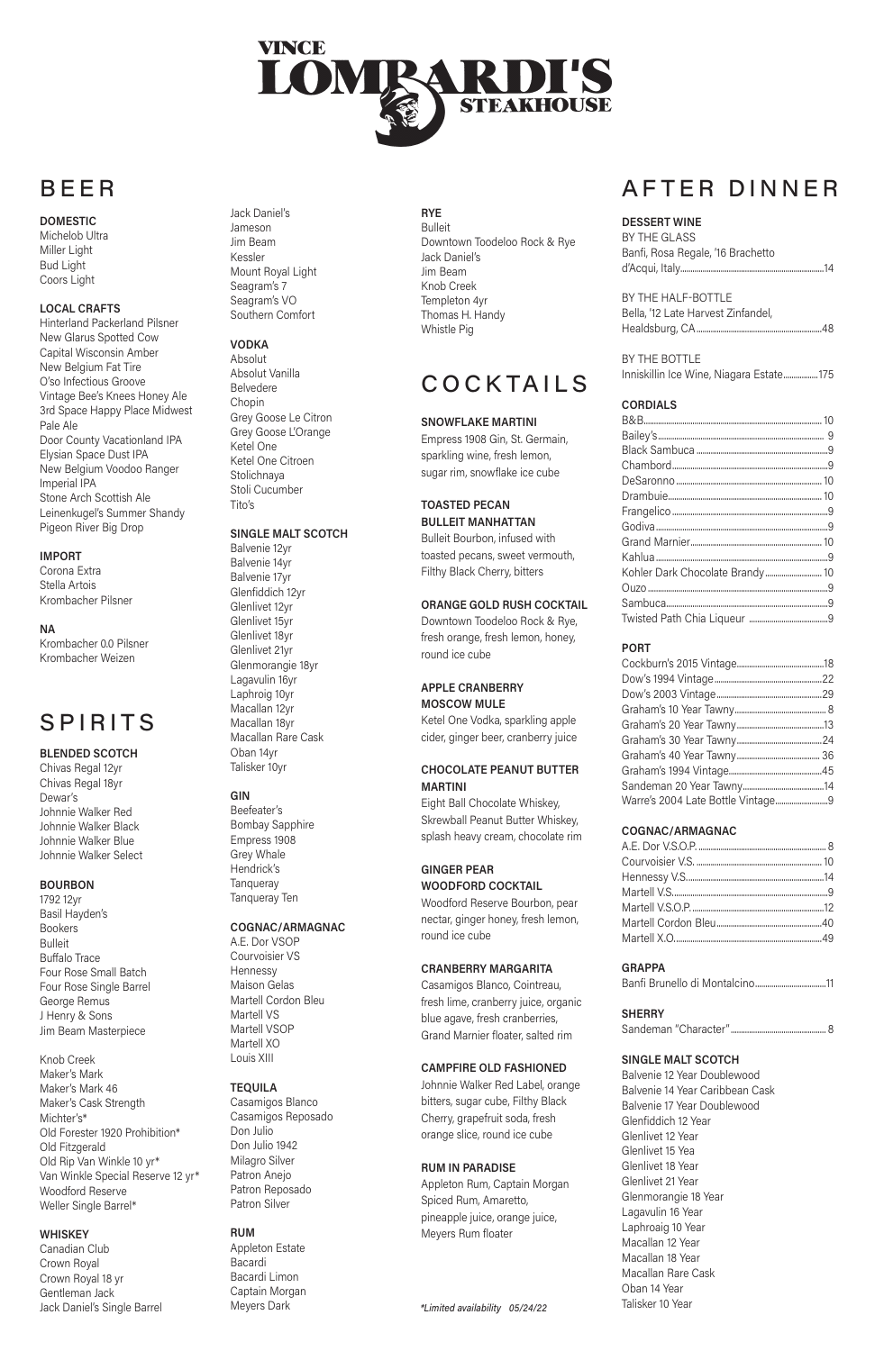# VINCE LOMBARDI'S STEAKHOUSE

## BEER

### DOMESTIC
Michelob Ultra
Miller Light
Bud Light
Coors Light

### LOCAL CRAFTS
Hinterland Packerland Pilsner
New Glarus Spotted Cow
Capital Wisconsin Amber
New Belgium Fat Tire
O'so Infectious Groove
Vintage Bee's Knees Honey Ale
3rd Space Happy Place Midwest Pale Ale
Door County Vacationland IPA
Elysian Space Dust IPA
New Belgium Voodoo Ranger Imperial IPA
Stone Arch Scottish Ale
Leinenkugel's Summer Shandy
Pigeon River Big Drop

### IMPORT
Corona Extra
Stella Artois
Krombacher Pilsner

### NA
Krombacher 0.0 Pilsner
Krombacher Weizen

## SPIRITS

### BLENDED SCOTCH
Chivas Regal 12yr
Chivas Regal 18yr
Dewar's
Johnnie Walker Red
Johnnie Walker Black
Johnnie Walker Blue
Johnnie Walker Select

### BOURBON
1792 12yr
Basil Hayden's
Bookers
Bulleit
Buffalo Trace
Four Rose Small Batch
Four Rose Single Barrel
George Remus
J Henry & Sons
Jim Beam Masterpiece

Knob Creek
Maker's Mark
Maker's Mark 46
Maker's Cask Strength
Michter's*
Old Forester 1920 Prohibition*
Old Fitzgerald
Old Rip Van Winkle 10 yr*
Van Winkle Special Reserve 12 yr*
Woodford Reserve
Weller Single Barrel*

### WHISKEY
Canadian Club
Crown Royal
Crown Royal 18 yr
Gentleman Jack
Jack Daniel's Single Barrel
Jack Daniel's
Jameson
Jim Beam
Kessler
Mount Royal Light
Seagram's 7
Seagram's VO
Southern Comfort

### VODKA
Absolut
Absolut Vanilla
Belvedere
Chopin
Grey Goose Le Citron
Grey Goose L'Orange
Ketel One
Ketel One Citroen
Stolichnaya
Stoli Cucumber
Tito's

### SINGLE MALT SCOTCH
Balvenie 12yr
Balvenie 14yr
Balvenie 17yr
Glenfiddich 12yr
Glenlivet 12yr
Glenlivet 15yr
Glenlivet 18yr
Glenlivet 21yr
Glenmorangie 18yr
Lagavulin 16yr
Laphroig 10yr
Macallan 12yr
Macallan 18yr
Macallan Rare Cask
Oban 14yr
Talisker 10yr

### GIN
Beefeater's
Bombay Sapphire
Empress 1908
Grey Whale
Hendrick's
Tanqueray
Tanqueray Ten

### COGNAC/ARMAGNAC
A.E. Dor VSOP
Courvoisier VS
Hennessy
Maison Gelas
Martell Cordon Bleu
Martell VS
Martell VSOP
Martell XO
Louis XIII

### TEQUILA
Casamigos Blanco
Casamigos Reposado
Don Julio
Don Julio 1942
Milagro Silver
Patron Anejo
Patron Reposado
Patron Silver

### RUM
Appleton Estate
Bacardi
Bacardi Limon
Captain Morgan
Meyers Dark

### RYE
Bulleit
Downtown Toodeloo Rock & Rye
Jack Daniel's
Jim Beam
Knob Creek
Templeton 4yr
Thomas H. Handy
Whistle Pig

## COCKTAILS

### SNOWFLAKE MARTINI
Empress 1908 Gin, St. Germain, sparkling wine, fresh lemon, sugar rim, snowflake ice cube

### TOASTED PECAN BULLEIT MANHATTAN
Bulleit Bourbon, infused with toasted pecans, sweet vermouth, Filthy Black Cherry, bitters

### ORANGE GOLD RUSH COCKTAIL
Downtown Toodeloo Rock & Rye, fresh orange, fresh lemon, honey, round ice cube

### APPLE CRANBERRY MOSCOW MULE
Ketel One Vodka, sparkling apple cider, ginger beer, cranberry juice

### CHOCOLATE PEANUT BUTTER MARTINI
Eight Ball Chocolate Whiskey, Skrewball Peanut Butter Whiskey, splash heavy cream, chocolate rim

### GINGER PEAR WOODFORD COCKTAIL
Woodford Reserve Bourbon, pear nectar, ginger honey, fresh lemon, round ice cube

### CRANBERRY MARGARITA
Casamigos Blanco, Cointreau, fresh lime, cranberry juice, organic blue agave, fresh cranberries, Grand Marnier floater, salted rim

### CAMPFIRE OLD FASHIONED
Johnnie Walker Red Label, orange bitters, sugar cube, Filthy Black Cherry, grapefruit soda, fresh orange slice, round ice cube

### RUM IN PARADISE
Appleton Rum, Captain Morgan Spiced Rum, Amaretto, pineapple juice, orange juice, Meyers Rum floater

*Limited availability 05/24/22*

## AFTER DINNER

### DESSERT WINE
BY THE GLASS
Banfi, Rosa Regale, '16 Brachetto d'Acqui, Italy .......... 14

BY THE HALF-BOTTLE
Bella, '12 Late Harvest Zinfandel, Healdsburg, CA .......... 48

BY THE BOTTLE
Inniskillin Ice Wine, Niagara Estate .......... 175

### CORDIALS
B&B .......... 10
Bailey's .......... 9
Black Sambuca .......... 9
Chambord .......... 9
DeSaronno .......... 10
Drambuie .......... 10
Frangelico .......... 9
Godiva .......... 9
Grand Marnier .......... 10
Kahlua .......... 9
Kohler Dark Chocolate Brandy .......... 10
Ouzo .......... 9
Sambuca .......... 9
Twisted Path Chia Liqueur .......... 9

### PORT
Cockburn's 2015 Vintage .......... 18
Dow's 1994 Vintage .......... 22
Dow's 2003 Vintage .......... 29
Graham's 10 Year Tawny .......... 8
Graham's 20 Year Tawny .......... 13
Graham's 30 Year Tawny .......... 24
Graham's 40 Year Tawny .......... 36
Graham's 1994 Vintage .......... 45
Sandeman 20 Year Tawny .......... 14
Warre's 2004 Late Bottle Vintage .......... 9

### COGNAC/ARMAGNAC
A.E. Dor V.S.O.P. .......... 8
Courvoisier V.S. .......... 10
Hennessy V.S. .......... 14
Martell V.S. .......... 9
Martell V.S.O.P. .......... 12
Martell Cordon Bleu .......... 40
Martell X.O. .......... 49

### GRAPPA
Banfi Brunello di Montalcino .......... 11

### SHERRY
Sandeman "Character" .......... 8

### SINGLE MALT SCOTCH
Balvenie 12 Year Doublewood
Balvenie 14 Year Caribbean Cask
Balvenie 17 Year Doublewood
Glenfiddich 12 Year
Glenlivet 12 Year
Glenlivet 15 Yea
Glenlivet 18 Year
Glenlivet 21 Year
Glenmorangie 18 Year
Lagavulin 16 Year
Laphroaig 10 Year
Macallan 12 Year
Macallan 18 Year
Macallan Rare Cask
Oban 14 Year
Talisker 10 Year